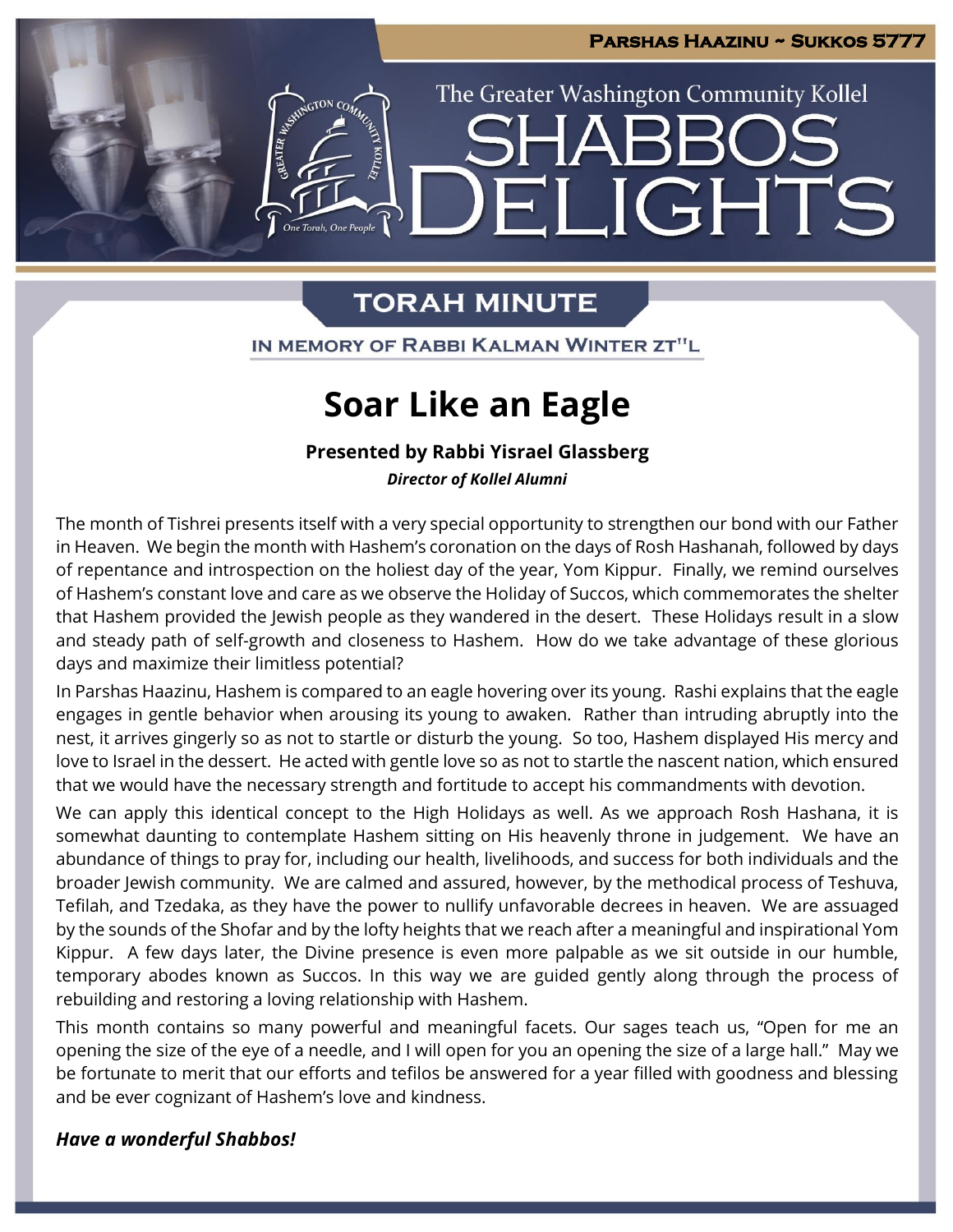Parshas Haazinu ~ Sukkos 5777

The Greater Washington Community Kollel

# SHABBOS DELIGHTS

## TORAH MINUTE

IN MEMORY OF RABBI KALMAN WINTER ZT"L

# Soar Like an Eagle

**Presented by Rabbi Yisrael Glassberg**

***Director of Kollel Alumni***

The month of Tishrei presents itself with a very special opportunity to strengthen our bond with our Father in Heaven. We begin the month with Hashem's coronation on the days of Rosh Hashanah, followed by days of repentance and introspection on the holiest day of the year, Yom Kippur. Finally, we remind ourselves of Hashem's constant love and care as we observe the Holiday of Succos, which commemorates the shelter that Hashem provided the Jewish people as they wandered in the desert. These Holidays result in a slow and steady path of self-growth and closeness to Hashem. How do we take advantage of these glorious days and maximize their limitless potential?

In Parshas Haazinu, Hashem is compared to an eagle hovering over its young. Rashi explains that the eagle engages in gentle behavior when arousing its young to awaken. Rather than intruding abruptly into the nest, it arrives gingerly so as not to startle or disturb the young. So too, Hashem displayed His mercy and love to Israel in the dessert. He acted with gentle love so as not to startle the nascent nation, which ensured that we would have the necessary strength and fortitude to accept his commandments with devotion.

We can apply this identical concept to the High Holidays as well. As we approach Rosh Hashana, it is somewhat daunting to contemplate Hashem sitting on His heavenly throne in judgement. We have an abundance of things to pray for, including our health, livelihoods, and success for both individuals and the broader Jewish community. We are calmed and assured, however, by the methodical process of Teshuva, Tefilah, and Tzedaka, as they have the power to nullify unfavorable decrees in heaven. We are assuaged by the sounds of the Shofar and by the lofty heights that we reach after a meaningful and inspirational Yom Kippur. A few days later, the Divine presence is even more palpable as we sit outside in our humble, temporary abodes known as Succos. In this way we are guided gently along through the process of rebuilding and restoring a loving relationship with Hashem.

This month contains so many powerful and meaningful facets. Our sages teach us, "Open for me an opening the size of the eye of a needle, and I will open for you an opening the size of a large hall." May we be fortunate to merit that our efforts and tefilos be answered for a year filled with goodness and blessing and be ever cognizant of Hashem's love and kindness.

***Have a wonderful Shabbos!***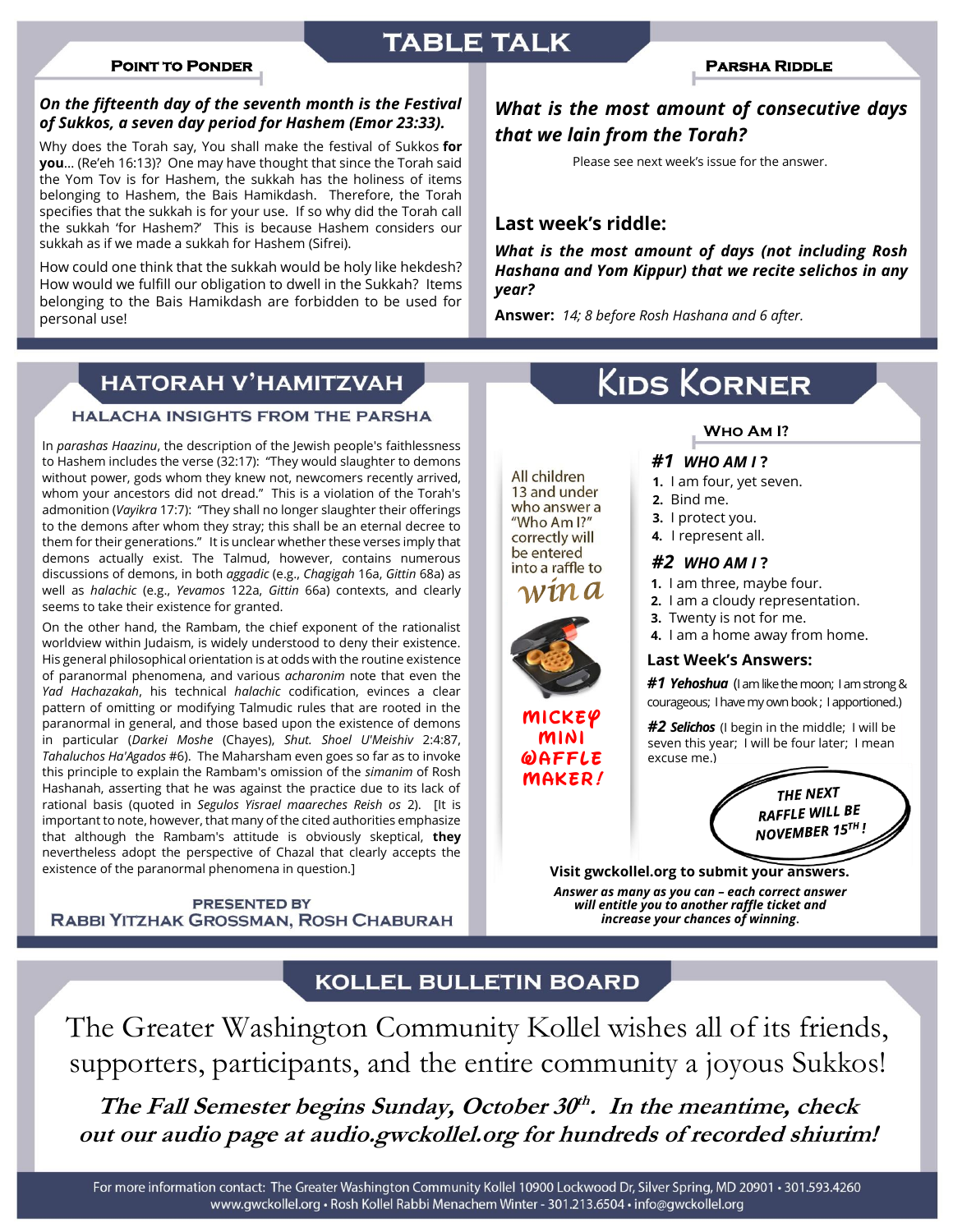# TABLE TALK

## Point to Ponder

***On the fifteenth day of the seventh month is the Festival of Sukkos, a seven day period for Hashem (Emor 23:33).***

Why does the Torah say, You shall make the festival of Sukkos **for you**... (Re'eh 16:13)? One may have thought that since the Torah said the Yom Tov is for Hashem, the sukkah has the holiness of items belonging to Hashem, the Bais Hamikdash. Therefore, the Torah specifies that the sukkah is for your use. If so why did the Torah call the sukkah 'for Hashem?' This is because Hashem considers our sukkah as if we made a sukkah for Hashem (Sifrei).

How could one think that the sukkah would be holy like hekdesh? How would we fulfill our obligation to dwell in the Sukkah? Items belonging to the Bais Hamikdash are forbidden to be used for personal use!

## Parsha Riddle

***What is the most amount of consecutive days that we lain from the Torah?***

Please see next week's issue for the answer.

**Last week's riddle:**

***What is the most amount of days (not including Rosh Hashana and Yom Kippur) that we recite selichos in any year?***

**Answer:** *14; 8 before Rosh Hashana and 6 after.*

# HATORAH V'HAMITZVAH

## HALACHA INSIGHTS FROM THE PARSHA

In *parashas Haazinu*, the description of the Jewish people's faithlessness to Hashem includes the verse (32:17): "They would slaughter to demons without power, gods whom they knew not, newcomers recently arrived, whom your ancestors did not dread." This is a violation of the Torah's admonition (*Vayikra* 17:7): "They shall no longer slaughter their offerings to the demons after whom they stray; this shall be an eternal decree to them for their generations." It is unclear whether these verses imply that demons actually exist. The Talmud, however, contains numerous discussions of demons, in both *aggadic* (e.g., *Chagigah* 16a, *Gittin* 68a) as well as *halachic* (e.g., *Yevamos* 122a, *Gittin* 66a) contexts, and clearly seems to take their existence for granted.

On the other hand, the Rambam, the chief exponent of the rationalist worldview within Judaism, is widely understood to deny their existence. His general philosophical orientation is at odds with the routine existence of paranormal phenomena, and various *acharonim* note that even the *Yad Hachazakah*, his technical *halachic* codification, evinces a clear pattern of omitting or modifying Talmudic rules that are rooted in the paranormal in general, and those based upon the existence of demons in particular (*Darkei Moshe* (Chayes), *Shut. Shoel U'Meishiv* 2:4:87, *Tahaluchos Ha'Agados* #6). The Maharsham even goes so far as to invoke this principle to explain the Rambam's omission of the *simanim* of Rosh Hashanah, asserting that he was against the practice due to its lack of rational basis (quoted in *Segulos Yisrael maareches Reish os* 2). [It is important to note, however, that many of the cited authorities emphasize that although the Rambam's attitude is obviously skeptical, **they** nevertheless adopt the perspective of Chazal that clearly accepts the existence of the paranormal phenomena in question.]

PRESENTED BY
RABBI YITZHAK GROSSMAN, ROSH CHABURAH

# KIDS KORNER

All children 13 and under who answer a "Who Am I?" correctly will be entered into a raffle to *win a*

**MICKEY MINI WAFFLE MAKER!**

## Who Am I?

### #1 WHO AM I ?

1. I am four, yet seven.
2. Bind me.
3. I protect you.
4. I represent all.

### #2 WHO AM I ?

1. I am three, maybe four.
2. I am a cloudy representation.
3. Twenty is not for me.
4. I am a home away from home.

**Last Week's Answers:**

***#1 Yehoshua*** (I am like the moon; I am strong & courageous; I have my own book; I apportioned.)

***#2 Selichos*** (I begin in the middle; I will be seven this year; I will be four later; I mean excuse me.)

***THE NEXT RAFFLE WILL BE NOVEMBER 15TH !***

**Visit gwckollel.org to submit your answers.**

***Answer as many as you can – each correct answer will entitle you to another raffle ticket and increase your chances of winning.***

# KOLLEL BULLETIN BOARD

The Greater Washington Community Kollel wishes all of its friends, supporters, participants, and the entire community a joyous Sukkos!

***The Fall Semester begins Sunday, October 30th. In the meantime, check out our audio page at audio.gwckollel.org for hundreds of recorded shiurim!***

For more information contact: The Greater Washington Community Kollel 10900 Lockwood Dr, Silver Spring, MD 20901 • 301.593.4260
www.gwckollel.org • Rosh Kollel Rabbi Menachem Winter - 301.213.6504 • info@gwckollel.org